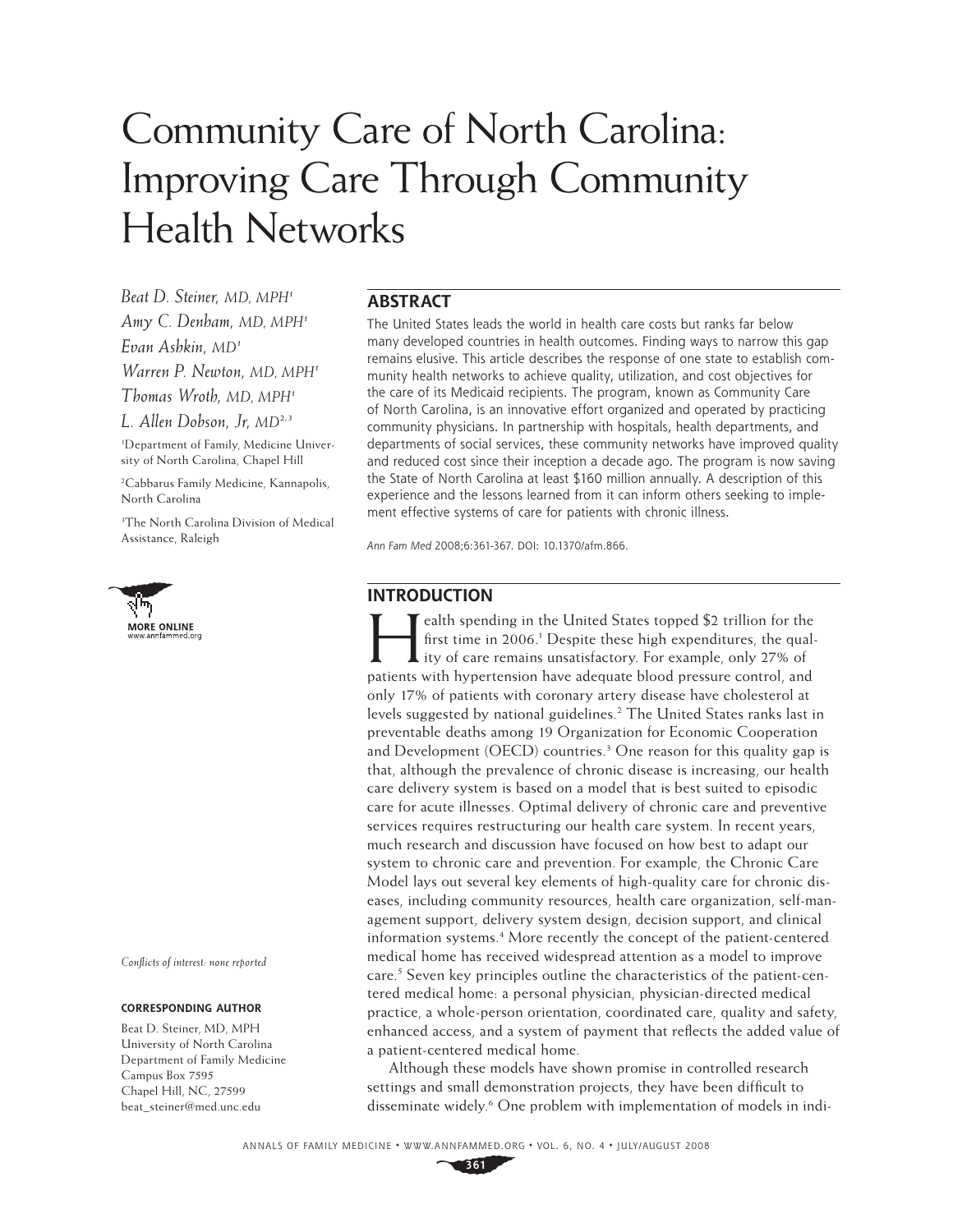# Community Care of North Carolina: Improving Care Through Community Health Networks

*Beat D. Steiner, MD, MPH*[1]
*Amy C. Denham, MD, MPH*[1]
*Evan Ashkin, MD*[1]
*Warren P. Newton, MD, MPH*[1]
*Thomas Wroth, MD, MPH*[1]
*L. Allen Dobson, Jr, MD*[2,3]

[1]Department of Family, Medicine University of North Carolina, Chapel Hill

[2]Cabbarus Family Medicine, Kannapolis, North Carolina

[3]The North Carolina Division of Medical Assistance, Raleigh

MORE ONLINE
www.annfammed.org

*Conflicts of interest: none reported*

**CORRESPONDING AUTHOR**

Beat D. Steiner, MD, MPH
University of North Carolina
Department of Family Medicine
Campus Box 7595
Chapel Hill, NC, 27599
beat_steiner@med.unc.edu

## ABSTRACT

The United States leads the world in health care costs but ranks far below many developed countries in health outcomes. Finding ways to narrow this gap remains elusive. This article describes the response of one state to establish community health networks to achieve quality, utilization, and cost objectives for the care of its Medicaid recipients. The program, known as Community Care of North Carolina, is an innovative effort organized and operated by practicing community physicians. In partnership with hospitals, health departments, and departments of social services, these community networks have improved quality and reduced cost since their inception a decade ago. The program is now saving the State of North Carolina at least $160 million annually. A description of this experience and the lessons learned from it can inform others seeking to implement effective systems of care for patients with chronic illness.

*Ann Fam Med* 2008;6:361-367. DOI: 10.1370/afm.866.

## INTRODUCTION

Health spending in the United States topped $2 trillion for the first time in 2006.[1] Despite these high expenditures, the quality of care remains unsatisfactory. For example, only 27% of patients with hypertension have adequate blood pressure control, and only 17% of patients with coronary artery disease have cholesterol at levels suggested by national guidelines.[2] The United States ranks last in preventable deaths among 19 Organization for Economic Cooperation and Development (OECD) countries.[3] One reason for this quality gap is that, although the prevalence of chronic disease is increasing, our health care delivery system is based on a model that is best suited to episodic care for acute illnesses. Optimal delivery of chronic care and preventive services requires restructuring our health care system. In recent years, much research and discussion have focused on how best to adapt our system to chronic care and prevention. For example, the Chronic Care Model lays out several key elements of high-quality care for chronic diseases, including community resources, health care organization, self-management support, delivery system design, decision support, and clinical information systems.[4] More recently the concept of the patient-centered medical home has received widespread attention as a model to improve care.[5] Seven key principles outline the characteristics of the patient-centered medical home: a personal physician, physician-directed medical practice, a whole-person orientation, coordinated care, quality and safety, enhanced access, and a system of payment that reflects the added value of a patient-centered medical home.

Although these models have shown promise in controlled research settings and small demonstration projects, they have been difficult to disseminate widely.[6] One problem with implementation of models in indi-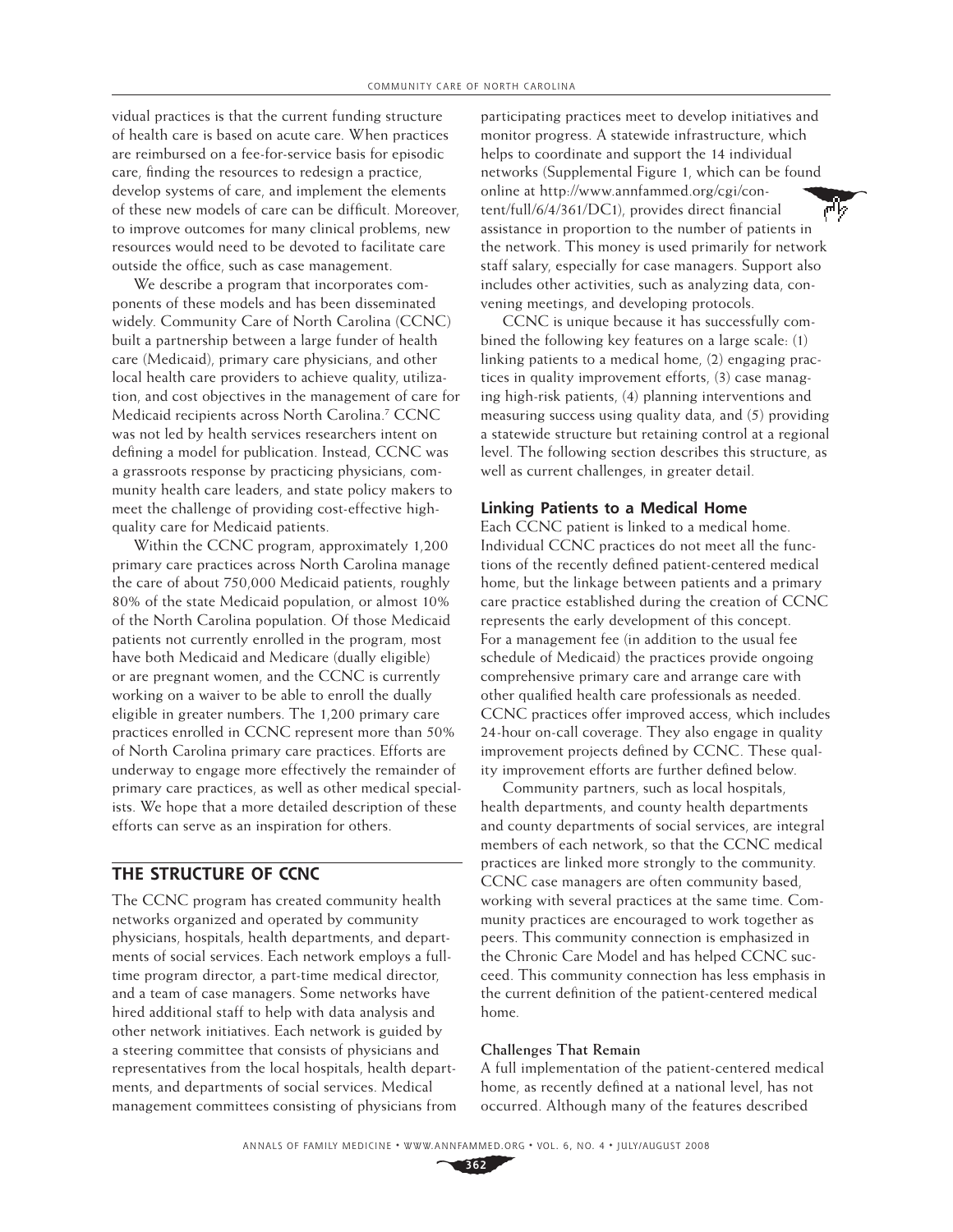vidual practices is that the current funding structure of health care is based on acute care. When practices are reimbursed on a fee-for-service basis for episodic care, finding the resources to redesign a practice, develop systems of care, and implement the elements of these new models of care can be difficult. Moreover, to improve outcomes for many clinical problems, new resources would need to be devoted to facilitate care outside the office, such as case management.

We describe a program that incorporates components of these models and has been disseminated widely. Community Care of North Carolina (CCNC) built a partnership between a large funder of health care (Medicaid), primary care physicians, and other local health care providers to achieve quality, utilization, and cost objectives in the management of care for Medicaid recipients across North Carolina.[7] CCNC was not led by health services researchers intent on defining a model for publication. Instead, CCNC was a grassroots response by practicing physicians, community health care leaders, and state policy makers to meet the challenge of providing cost-effective high-quality care for Medicaid patients.

Within the CCNC program, approximately 1,200 primary care practices across North Carolina manage the care of about 750,000 Medicaid patients, roughly 80% of the state Medicaid population, or almost 10% of the North Carolina population. Of those Medicaid patients not currently enrolled in the program, most have both Medicaid and Medicare (dually eligible) or are pregnant women, and the CCNC is currently working on a waiver to be able to enroll the dually eligible in greater numbers. The 1,200 primary care practices enrolled in CCNC represent more than 50% of North Carolina primary care practices. Efforts are underway to engage more effectively the remainder of primary care practices, as well as other medical specialists. We hope that a more detailed description of these efforts can serve as an inspiration for others.

## THE STRUCTURE OF CCNC

The CCNC program has created community health networks organized and operated by community physicians, hospitals, health departments, and departments of social services. Each network employs a full-time program director, a part-time medical director, and a team of case managers. Some networks have hired additional staff to help with data analysis and other network initiatives. Each network is guided by a steering committee that consists of physicians and representatives from the local hospitals, health departments, and departments of social services. Medical management committees consisting of physicians from participating practices meet to develop initiatives and monitor progress. A statewide infrastructure, which helps to coordinate and support the 14 individual networks (Supplemental Figure 1, which can be found online at http://www.annfammed.org/cgi/content/full/6/4/361/DC1), provides direct financial assistance in proportion to the number of patients in the network. This money is used primarily for network staff salary, especially for case managers. Support also includes other activities, such as analyzing data, convening meetings, and developing protocols.

CCNC is unique because it has successfully combined the following key features on a large scale: (1) linking patients to a medical home, (2) engaging practices in quality improvement efforts, (3) case managing high-risk patients, (4) planning interventions and measuring success using quality data, and (5) providing a statewide structure but retaining control at a regional level. The following section describes this structure, as well as current challenges, in greater detail.

### Linking Patients to a Medical Home

Each CCNC patient is linked to a medical home. Individual CCNC practices do not meet all the functions of the recently defined patient-centered medical home, but the linkage between patients and a primary care practice established during the creation of CCNC represents the early development of this concept. For a management fee (in addition to the usual fee schedule of Medicaid) the practices provide ongoing comprehensive primary care and arrange care with other qualified health care professionals as needed. CCNC practices offer improved access, which includes 24-hour on-call coverage. They also engage in quality improvement projects defined by CCNC. These quality improvement efforts are further defined below.

Community partners, such as local hospitals, health departments, and county health departments and county departments of social services, are integral members of each network, so that the CCNC medical practices are linked more strongly to the community. CCNC case managers are often community based, working with several practices at the same time. Community practices are encouraged to work together as peers. This community connection is emphasized in the Chronic Care Model and has helped CCNC succeed. This community connection has less emphasis in the current definition of the patient-centered medical home.

#### Challenges That Remain

A full implementation of the patient-centered medical home, as recently defined at a national level, has not occurred. Although many of the features described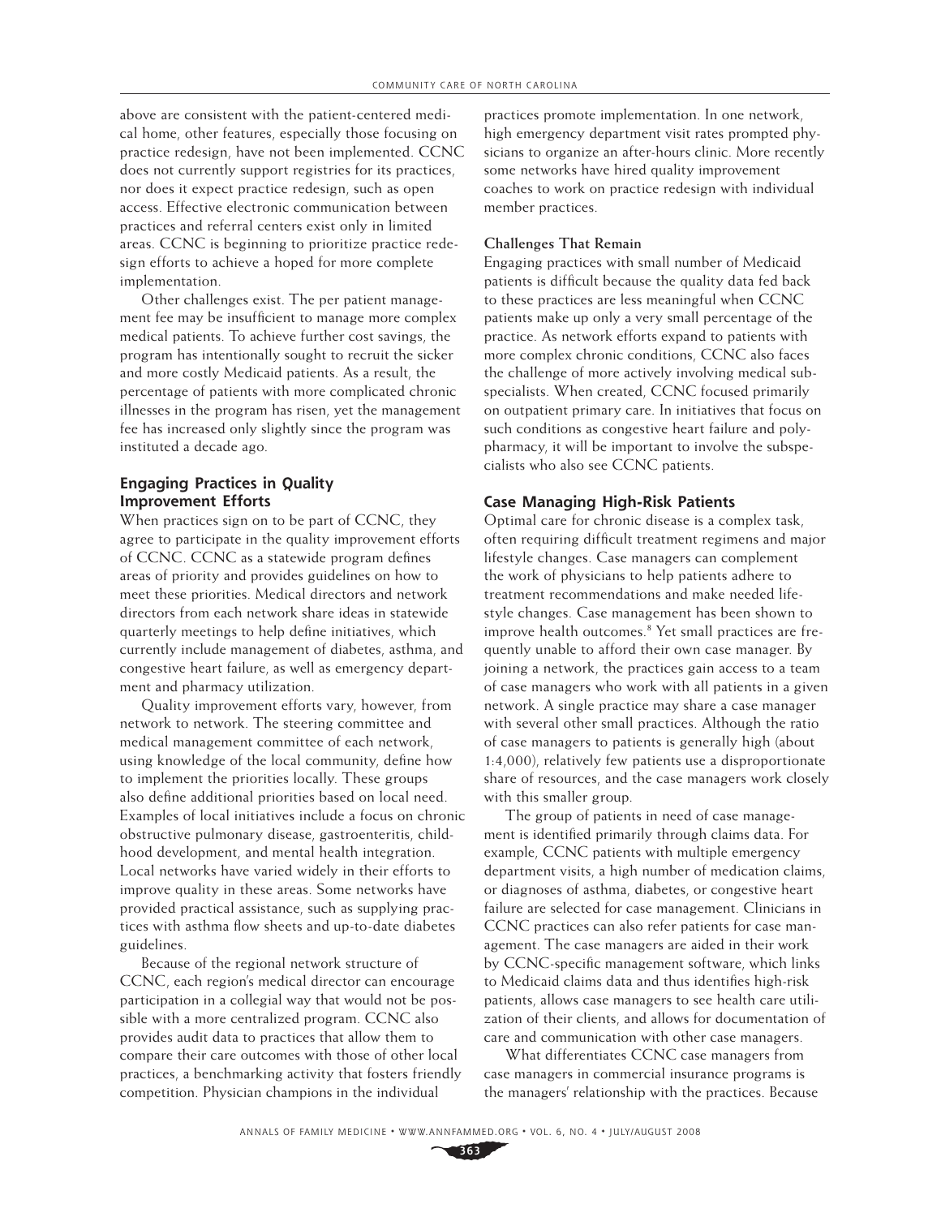above are consistent with the patient-centered medical home, other features, especially those focusing on practice redesign, have not been implemented. CCNC does not currently support registries for its practices, nor does it expect practice redesign, such as open access. Effective electronic communication between practices and referral centers exist only in limited areas. CCNC is beginning to prioritize practice redesign efforts to achieve a hoped for more complete implementation.

Other challenges exist. The per patient management fee may be insufficient to manage more complex medical patients. To achieve further cost savings, the program has intentionally sought to recruit the sicker and more costly Medicaid patients. As a result, the percentage of patients with more complicated chronic illnesses in the program has risen, yet the management fee has increased only slightly since the program was instituted a decade ago.

## Engaging Practices in Quality Improvement Efforts

When practices sign on to be part of CCNC, they agree to participate in the quality improvement efforts of CCNC. CCNC as a statewide program defines areas of priority and provides guidelines on how to meet these priorities. Medical directors and network directors from each network share ideas in statewide quarterly meetings to help define initiatives, which currently include management of diabetes, asthma, and congestive heart failure, as well as emergency department and pharmacy utilization.

Quality improvement efforts vary, however, from network to network. The steering committee and medical management committee of each network, using knowledge of the local community, define how to implement the priorities locally. These groups also define additional priorities based on local need. Examples of local initiatives include a focus on chronic obstructive pulmonary disease, gastroenteritis, childhood development, and mental health integration. Local networks have varied widely in their efforts to improve quality in these areas. Some networks have provided practical assistance, such as supplying practices with asthma flow sheets and up-to-date diabetes guidelines.

Because of the regional network structure of CCNC, each region's medical director can encourage participation in a collegial way that would not be possible with a more centralized program. CCNC also provides audit data to practices that allow them to compare their care outcomes with those of other local practices, a benchmarking activity that fosters friendly competition. Physician champions in the individual practices promote implementation. In one network, high emergency department visit rates prompted physicians to organize an after-hours clinic. More recently some networks have hired quality improvement coaches to work on practice redesign with individual member practices.

### Challenges That Remain

Engaging practices with small number of Medicaid patients is difficult because the quality data fed back to these practices are less meaningful when CCNC patients make up only a very small percentage of the practice. As network efforts expand to patients with more complex chronic conditions, CCNC also faces the challenge of more actively involving medical subspecialists. When created, CCNC focused primarily on outpatient primary care. In initiatives that focus on such conditions as congestive heart failure and polypharmacy, it will be important to involve the subspecialists who also see CCNC patients.

## Case Managing High-Risk Patients

Optimal care for chronic disease is a complex task, often requiring difficult treatment regimens and major lifestyle changes. Case managers can complement the work of physicians to help patients adhere to treatment recommendations and make needed lifestyle changes. Case management has been shown to improve health outcomes.[8] Yet small practices are frequently unable to afford their own case manager. By joining a network, the practices gain access to a team of case managers who work with all patients in a given network. A single practice may share a case manager with several other small practices. Although the ratio of case managers to patients is generally high (about 1:4,000), relatively few patients use a disproportionate share of resources, and the case managers work closely with this smaller group.

The group of patients in need of case management is identified primarily through claims data. For example, CCNC patients with multiple emergency department visits, a high number of medication claims, or diagnoses of asthma, diabetes, or congestive heart failure are selected for case management. Clinicians in CCNC practices can also refer patients for case management. The case managers are aided in their work by CCNC-specific management software, which links to Medicaid claims data and thus identifies high-risk patients, allows case managers to see health care utilization of their clients, and allows for documentation of care and communication with other case managers.

What differentiates CCNC case managers from case managers in commercial insurance programs is the managers' relationship with the practices. Because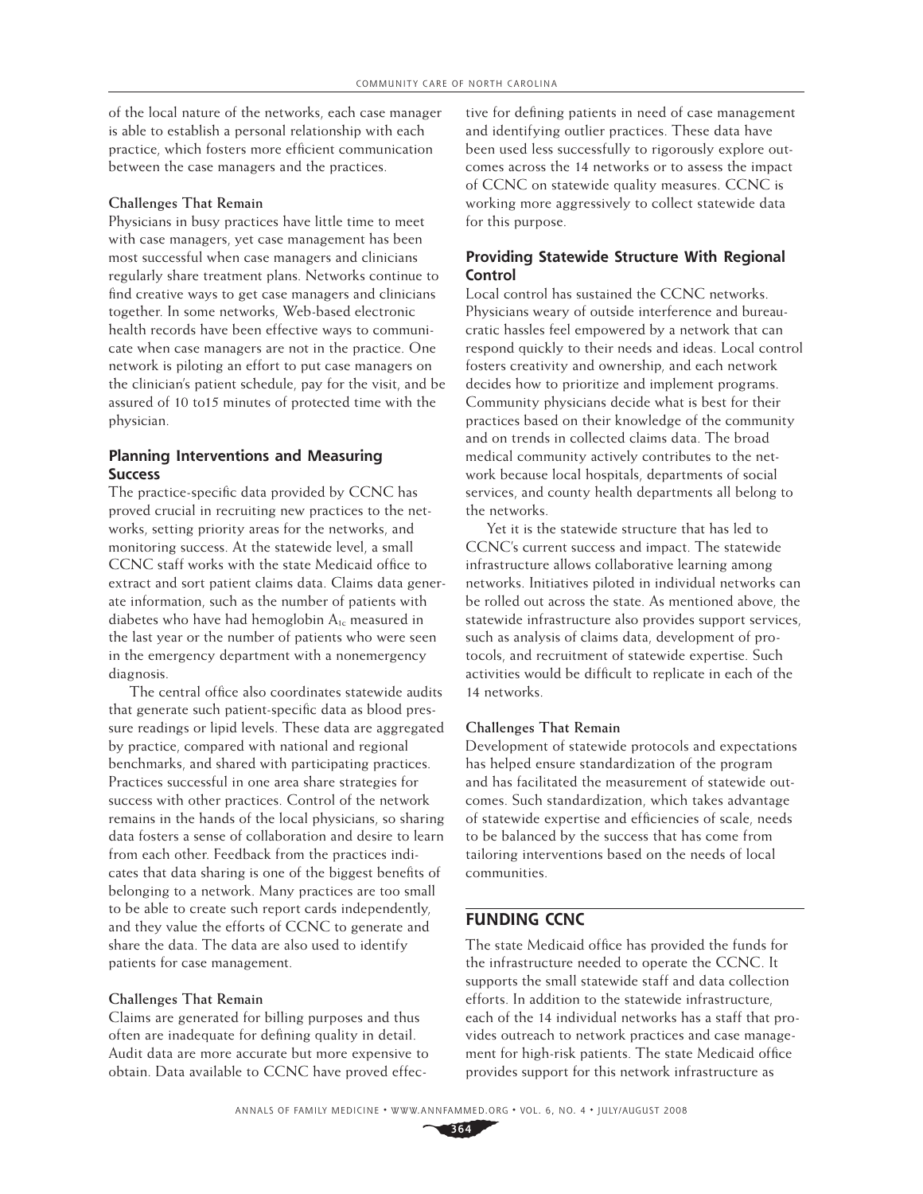of the local nature of the networks, each case manager is able to establish a personal relationship with each practice, which fosters more efficient communication between the case managers and the practices.

**Challenges That Remain**

Physicians in busy practices have little time to meet with case managers, yet case management has been most successful when case managers and clinicians regularly share treatment plans. Networks continue to find creative ways to get case managers and clinicians together. In some networks, Web-based electronic health records have been effective ways to communicate when case managers are not in the practice. One network is piloting an effort to put case managers on the clinician's patient schedule, pay for the visit, and be assured of 10 to15 minutes of protected time with the physician.

### Planning Interventions and Measuring Success

The practice-specific data provided by CCNC has proved crucial in recruiting new practices to the networks, setting priority areas for the networks, and monitoring success. At the statewide level, a small CCNC staff works with the state Medicaid office to extract and sort patient claims data. Claims data generate information, such as the number of patients with diabetes who have had hemoglobin $A_{1c}$ measured in the last year or the number of patients who were seen in the emergency department with a nonemergency diagnosis.

The central office also coordinates statewide audits that generate such patient-specific data as blood pressure readings or lipid levels. These data are aggregated by practice, compared with national and regional benchmarks, and shared with participating practices. Practices successful in one area share strategies for success with other practices. Control of the network remains in the hands of the local physicians, so sharing data fosters a sense of collaboration and desire to learn from each other. Feedback from the practices indicates that data sharing is one of the biggest benefits of belonging to a network. Many practices are too small to be able to create such report cards independently, and they value the efforts of CCNC to generate and share the data. The data are also used to identify patients for case management.

**Challenges That Remain**

Claims are generated for billing purposes and thus often are inadequate for defining quality in detail. Audit data are more accurate but more expensive to obtain. Data available to CCNC have proved effective for defining patients in need of case management and identifying outlier practices. These data have been used less successfully to rigorously explore outcomes across the 14 networks or to assess the impact of CCNC on statewide quality measures. CCNC is working more aggressively to collect statewide data for this purpose.

### Providing Statewide Structure With Regional Control

Local control has sustained the CCNC networks. Physicians weary of outside interference and bureaucratic hassles feel empowered by a network that can respond quickly to their needs and ideas. Local control fosters creativity and ownership, and each network decides how to prioritize and implement programs. Community physicians decide what is best for their practices based on their knowledge of the community and on trends in collected claims data. The broad medical community actively contributes to the network because local hospitals, departments of social services, and county health departments all belong to the networks.

Yet it is the statewide structure that has led to CCNC's current success and impact. The statewide infrastructure allows collaborative learning among networks. Initiatives piloted in individual networks can be rolled out across the state. As mentioned above, the statewide infrastructure also provides support services, such as analysis of claims data, development of protocols, and recruitment of statewide expertise. Such activities would be difficult to replicate in each of the 14 networks.

**Challenges That Remain**

Development of statewide protocols and expectations has helped ensure standardization of the program and has facilitated the measurement of statewide outcomes. Such standardization, which takes advantage of statewide expertise and efficiencies of scale, needs to be balanced by the success that has come from tailoring interventions based on the needs of local communities.

## FUNDING CCNC

The state Medicaid office has provided the funds for the infrastructure needed to operate the CCNC. It supports the small statewide staff and data collection efforts. In addition to the statewide infrastructure, each of the 14 individual networks has a staff that provides outreach to network practices and case management for high-risk patients. The state Medicaid office provides support for this network infrastructure as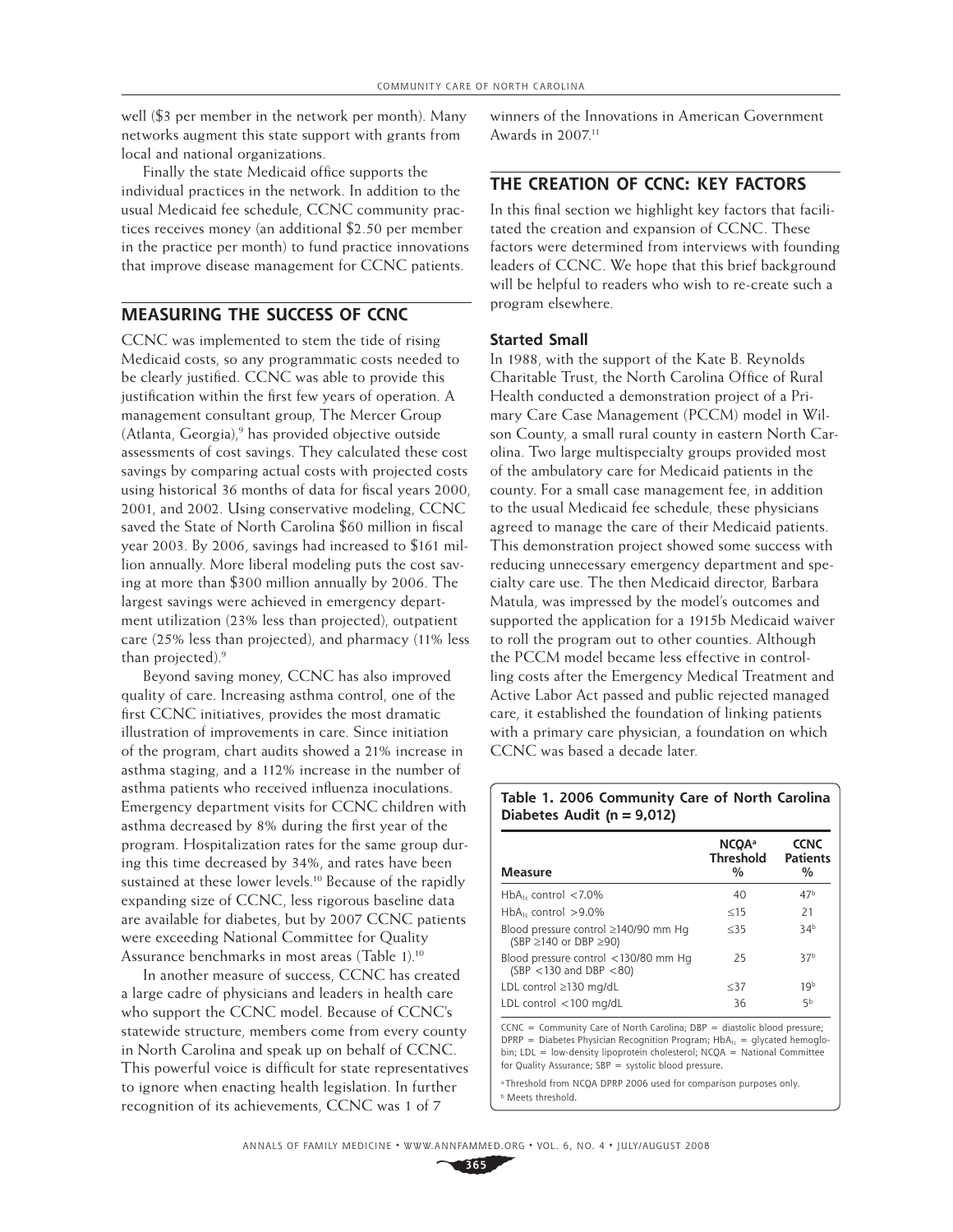well ($3 per member in the network per month). Many networks augment this state support with grants from local and national organizations.

Finally the state Medicaid office supports the individual practices in the network. In addition to the usual Medicaid fee schedule, CCNC community practices receives money (an additional $2.50 per member in the practice per month) to fund practice innovations that improve disease management for CCNC patients.

## MEASURING THE SUCCESS OF CCNC

CCNC was implemented to stem the tide of rising Medicaid costs, so any programmatic costs needed to be clearly justified. CCNC was able to provide this justification within the first few years of operation. A management consultant group, The Mercer Group (Atlanta, Georgia),[9] has provided objective outside assessments of cost savings. They calculated these cost savings by comparing actual costs with projected costs using historical 36 months of data for fiscal years 2000, 2001, and 2002. Using conservative modeling, CCNC saved the State of North Carolina $60 million in fiscal year 2003. By 2006, savings had increased to $161 million annually. More liberal modeling puts the cost saving at more than $300 million annually by 2006. The largest savings were achieved in emergency department utilization (23% less than projected), outpatient care (25% less than projected), and pharmacy (11% less than projected).[9]

Beyond saving money, CCNC has also improved quality of care. Increasing asthma control, one of the first CCNC initiatives, provides the most dramatic illustration of improvements in care. Since initiation of the program, chart audits showed a 21% increase in asthma staging, and a 112% increase in the number of asthma patients who received influenza inoculations. Emergency department visits for CCNC children with asthma decreased by 8% during the first year of the program. Hospitalization rates for the same group during this time decreased by 34%, and rates have been sustained at these lower levels.[10] Because of the rapidly expanding size of CCNC, less rigorous baseline data are available for diabetes, but by 2007 CCNC patients were exceeding National Committee for Quality Assurance benchmarks in most areas (Table 1).[10]

In another measure of success, CCNC has created a large cadre of physicians and leaders in health care who support the CCNC model. Because of CCNC's statewide structure, members come from every county in North Carolina and speak up on behalf of CCNC. This powerful voice is difficult for state representatives to ignore when enacting health legislation. In further recognition of its achievements, CCNC was 1 of 7 winners of the Innovations in American Government Awards in 2007.[11]

## THE CREATION OF CCNC: KEY FACTORS

In this final section we highlight key factors that facilitated the creation and expansion of CCNC. These factors were determined from interviews with founding leaders of CCNC. We hope that this brief background will be helpful to readers who wish to re-create such a program elsewhere.

### Started Small

In 1988, with the support of the Kate B. Reynolds Charitable Trust, the North Carolina Office of Rural Health conducted a demonstration project of a Primary Care Case Management (PCCM) model in Wilson County, a small rural county in eastern North Carolina. Two large multispecialty groups provided most of the ambulatory care for Medicaid patients in the county. For a small case management fee, in addition to the usual Medicaid fee schedule, these physicians agreed to manage the care of their Medicaid patients. This demonstration project showed some success with reducing unnecessary emergency department and specialty care use. The then Medicaid director, Barbara Matula, was impressed by the model's outcomes and supported the application for a 1915b Medicaid waiver to roll the program out to other counties. Although the PCCM model became less effective in controlling costs after the Emergency Medical Treatment and Active Labor Act passed and public rejected managed care, it established the foundation of linking patients with a primary care physician, a foundation on which CCNC was based a decade later.

**Table 1. 2006 Community Care of North Carolina Diabetes Audit (n = 9,012)**

| Measure | NCQA[a] Threshold % | CCNC Patients % |
|---|---|---|
| $HbA_{1c}$ control <7.0% | 40 | 47[b] |
| $HbA_{1c}$ control >9.0% | ≤15 | 21 |
| Blood pressure control ≥140/90 mm Hg (SBP ≥140 or DBP ≥90) | ≤35 | 34[b] |
| Blood pressure control <130/80 mm Hg (SBP <130 and DBP <80) | 25 | 37[b] |
| LDL control ≥130 mg/dL | ≤37 | 19[b] |
| LDL control <100 mg/dL | 36 | 5[b] |

CCNC = Community Care of North Carolina; DBP = diastolic blood pressure; DPRP = Diabetes Physician Recognition Program; $HbA_{1c}$ = glycated hemoglobin; LDL = low-density lipoprotein cholesterol; NCQA = National Committee for Quality Assurance; SBP = systolic blood pressure.

[a] Threshold from NCQA DPRP 2006 used for comparison purposes only.

[b] Meets threshold.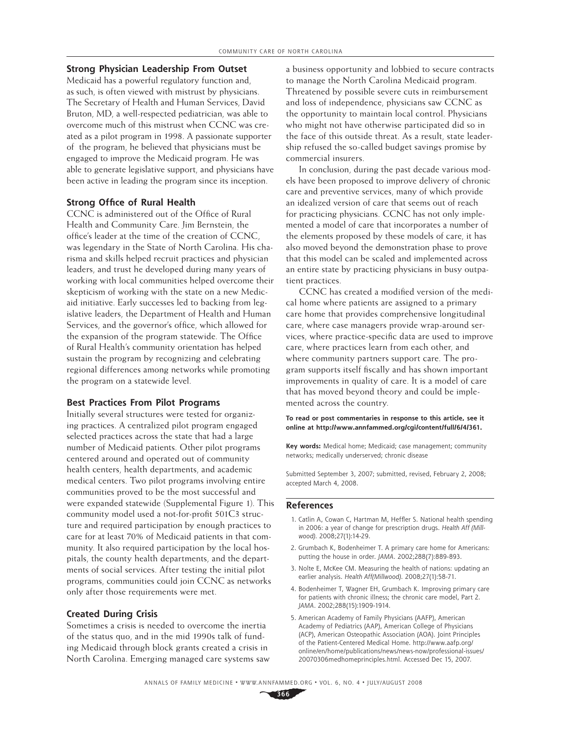### Strong Physician Leadership From Outset

Medicaid has a powerful regulatory function and, as such, is often viewed with mistrust by physicians. The Secretary of Health and Human Services, David Bruton, MD, a well-respected pediatrician, was able to overcome much of this mistrust when CCNC was created as a pilot program in 1998. A passionate supporter of the program, he believed that physicians must be engaged to improve the Medicaid program. He was able to generate legislative support, and physicians have been active in leading the program since its inception.

### Strong Office of Rural Health

CCNC is administered out of the Office of Rural Health and Community Care. Jim Bernstein, the office's leader at the time of the creation of CCNC, was legendary in the State of North Carolina. His charisma and skills helped recruit practices and physician leaders, and trust he developed during many years of working with local communities helped overcome their skepticism of working with the state on a new Medicaid initiative. Early successes led to backing from legislative leaders, the Department of Health and Human Services, and the governor's office, which allowed for the expansion of the program statewide. The Office of Rural Health's community orientation has helped sustain the program by recognizing and celebrating regional differences among networks while promoting the program on a statewide level.

### Best Practices From Pilot Programs

Initially several structures were tested for organizing practices. A centralized pilot program engaged selected practices across the state that had a large number of Medicaid patients. Other pilot programs centered around and operated out of community health centers, health departments, and academic medical centers. Two pilot programs involving entire communities proved to be the most successful and were expanded statewide (Supplemental Figure 1). This community model used a not-for-profit 501C3 structure and required participation by enough practices to care for at least 70% of Medicaid patients in that community. It also required participation by the local hospitals, the county health departments, and the departments of social services. After testing the initial pilot programs, communities could join CCNC as networks only after those requirements were met.

### Created During Crisis

Sometimes a crisis is needed to overcome the inertia of the status quo, and in the mid 1990s talk of funding Medicaid through block grants created a crisis in North Carolina. Emerging managed care systems saw a business opportunity and lobbied to secure contracts to manage the North Carolina Medicaid program. Threatened by possible severe cuts in reimbursement and loss of independence, physicians saw CCNC as the opportunity to maintain local control. Physicians who might not have otherwise participated did so in the face of this outside threat. As a result, state leadership refused the so-called budget savings promise by commercial insurers.

In conclusion, during the past decade various models have been proposed to improve delivery of chronic care and preventive services, many of which provide an idealized version of care that seems out of reach for practicing physicians. CCNC has not only implemented a model of care that incorporates a number of the elements proposed by these models of care, it has also moved beyond the demonstration phase to prove that this model can be scaled and implemented across an entire state by practicing physicians in busy outpatient practices.

CCNC has created a modified version of the medical home where patients are assigned to a primary care home that provides comprehensive longitudinal care, where case managers provide wrap-around services, where practice-specific data are used to improve care, where practices learn from each other, and where community partners support care. The program supports itself fiscally and has shown important improvements in quality of care. It is a model of care that has moved beyond theory and could be implemented across the country.

**To read or post commentaries in response to this article, see it online at http://www.annfammed.org/cgi/content/full/6/4/361.**

**Key words:** Medical home; Medicaid; case management; community networks; medically underserved; chronic disease

Submitted September 3, 2007; submitted, revised, February 2, 2008; accepted March 4, 2008.

## References

1. Catlin A, Cowan C, Hartman M, Heffler S. National health spending in 2006: a year of change for prescription drugs. *Health Aff (Millwood).* 2008;27(1):14-29.
2. Grumbach K, Bodenheimer T. A primary care home for Americans: putting the house in order. *JAMA*. 2002;288(7):889-893.
3. Nolte E, McKee CM. Measuring the health of nations: updating an earlier analysis. *Health Aff(Millwood).* 2008;27(1):58-71.
4. Bodenheimer T, Wagner EH, Grumbach K. Improving primary care for patients with chronic illness; the chronic care model, Part 2. *JAMA*. 2002;288(15):1909-1914.
5. American Academy of Family Physicians (AAFP), American Academy of Pediatrics (AAP), American College of Physicians (ACP), American Osteopathic Association (AOA). Joint Principles of the Patient-Centered Medical Home. http://www.aafp.org/online/en/home/publications/news/news-now/professional-issues/20070306medhomeprinciples.html. Accessed Dec 15, 2007.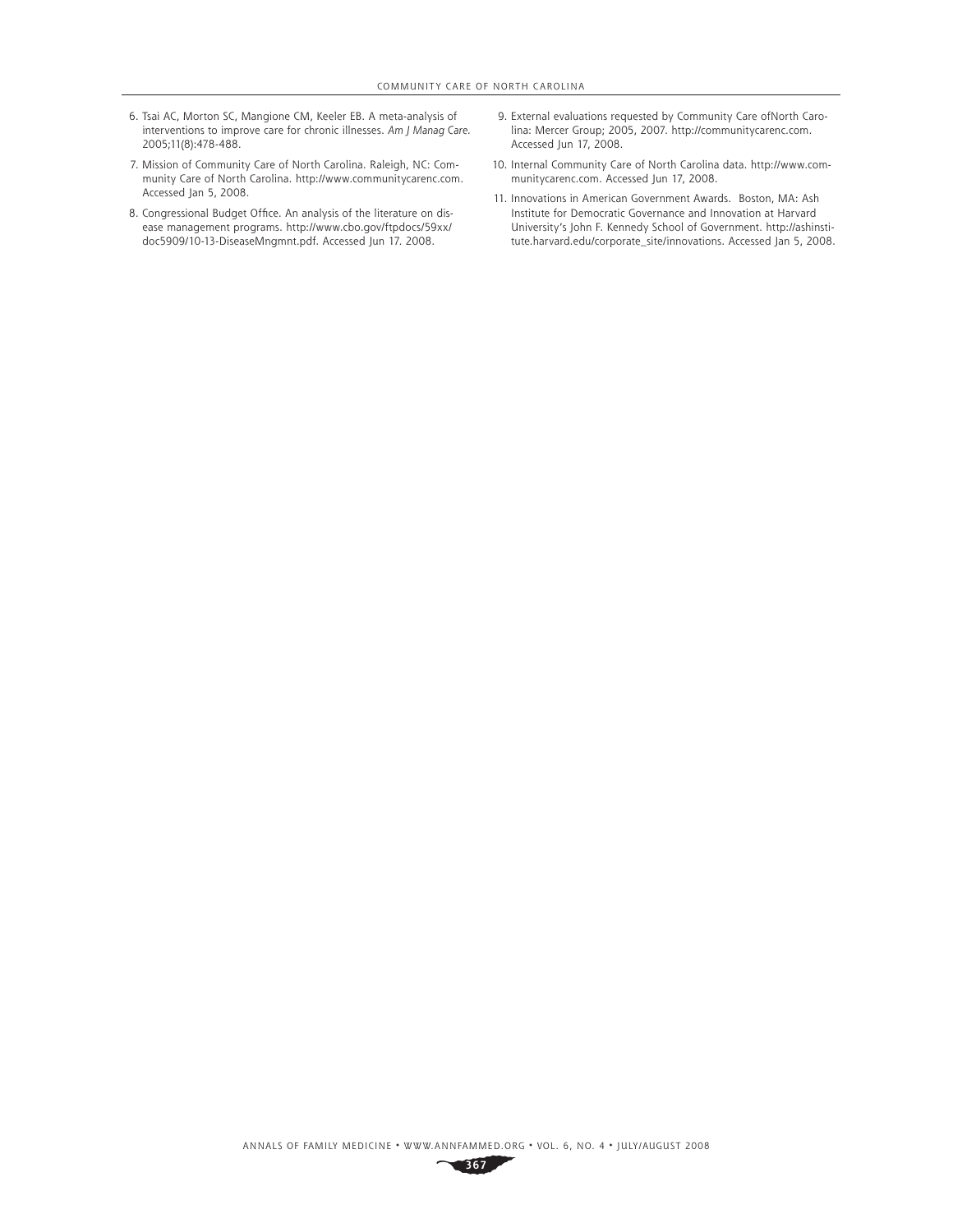6. Tsai AC, Morton SC, Mangione CM, Keeler EB. A meta-analysis of interventions to improve care for chronic illnesses. *Am J Manag Care.* 2005;11(8):478-488.

7. Mission of Community Care of North Carolina. Raleigh, NC: Community Care of North Carolina. http://www.communitycarenc.com. Accessed Jan 5, 2008.

8. Congressional Budget Office. An analysis of the literature on disease management programs. http://www.cbo.gov/ftpdocs/59xx/doc5909/10-13-DiseaseMngmnt.pdf. Accessed Jun 17. 2008.

9. External evaluations requested by Community Care ofNorth Carolina: Mercer Group; 2005, 2007. http://communitycarenc.com. Accessed Jun 17, 2008.

10. Internal Community Care of North Carolina data. http://www.communitycarenc.com. Accessed Jun 17, 2008.

11. Innovations in American Government Awards. Boston, MA: Ash Institute for Democratic Governance and Innovation at Harvard University's John F. Kennedy School of Government. http://ashinstitute.harvard.edu/corporate_site/innovations. Accessed Jan 5, 2008.